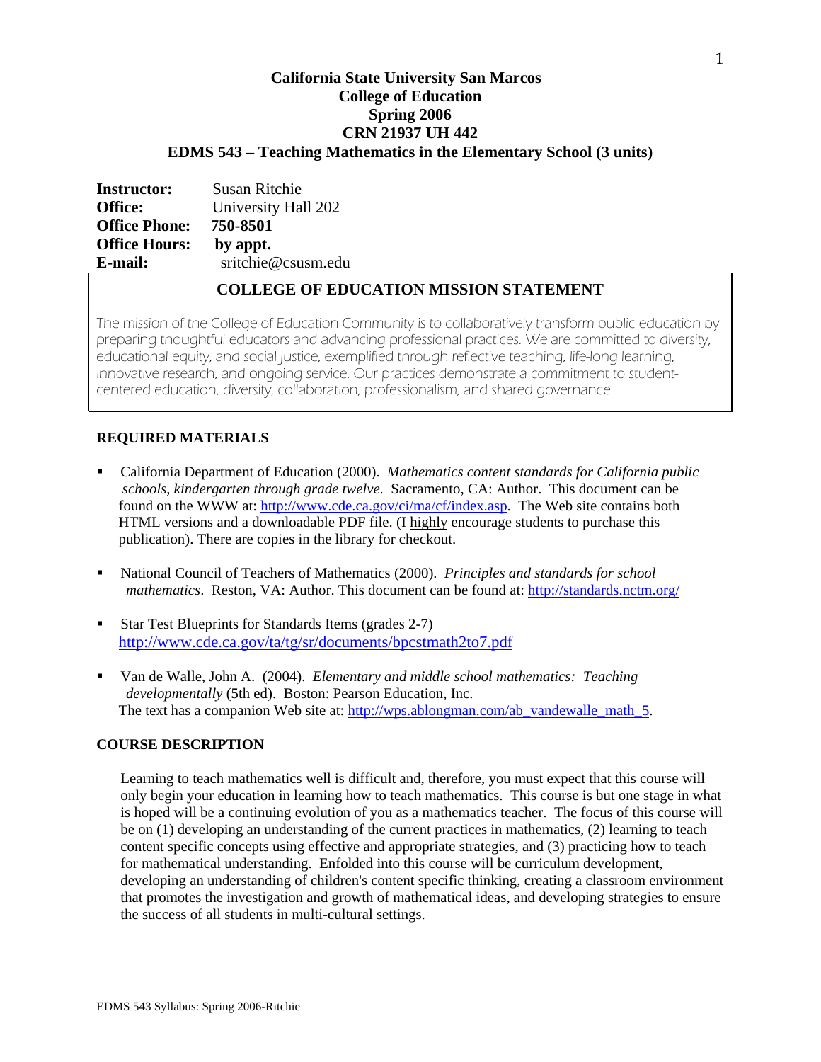# California State University San Marcos
## College of Education
## Spring 2006
## CRN 21937 UH 442
## EDMS 543 – Teaching Mathematics in the Elementary School (3 units)

**Instructor:** Susan Ritchie
**Office:** University Hall 202
**Office Phone:** **750-8501**
**Office Hours:** **by appt.**
**E-mail:** sritchie@csusm.edu

## COLLEGE OF EDUCATION MISSION STATEMENT

The mission of the College of Education Community is to collaboratively transform public education by preparing thoughtful educators and advancing professional practices. We are committed to diversity, educational equity, and social justice, exemplified through reflective teaching, life-long learning, innovative research, and ongoing service. Our practices demonstrate a commitment to student-centered education, diversity, collaboration, professionalism, and shared governance.

### REQUIRED MATERIALS

- California Department of Education (2000). *Mathematics content standards for California public schools, kindergarten through grade twelve*. Sacramento, CA: Author. This document can be found on the WWW at: http://www.cde.ca.gov/ci/ma/cf/index.asp. The Web site contains both HTML versions and a downloadable PDF file. (I highly encourage students to purchase this publication). There are copies in the library for checkout.

- National Council of Teachers of Mathematics (2000). *Principles and standards for school mathematics*. Reston, VA: Author. This document can be found at: http://standards.nctm.org/

- Star Test Blueprints for Standards Items (grades 2-7) http://www.cde.ca.gov/ta/tg/sr/documents/bpcstmath2to7.pdf

- Van de Walle, John A. (2004). *Elementary and middle school mathematics: Teaching developmentally* (5th ed). Boston: Pearson Education, Inc. The text has a companion Web site at: http://wps.ablongman.com/ab_vandewalle_math_5.

### COURSE DESCRIPTION

Learning to teach mathematics well is difficult and, therefore, you must expect that this course will only begin your education in learning how to teach mathematics. This course is but one stage in what is hoped will be a continuing evolution of you as a mathematics teacher. The focus of this course will be on (1) developing an understanding of the current practices in mathematics, (2) learning to teach content specific concepts using effective and appropriate strategies, and (3) practicing how to teach for mathematical understanding. Enfolded into this course will be curriculum development, developing an understanding of children's content specific thinking, creating a classroom environment that promotes the investigation and growth of mathematical ideas, and developing strategies to ensure the success of all students in multi-cultural settings.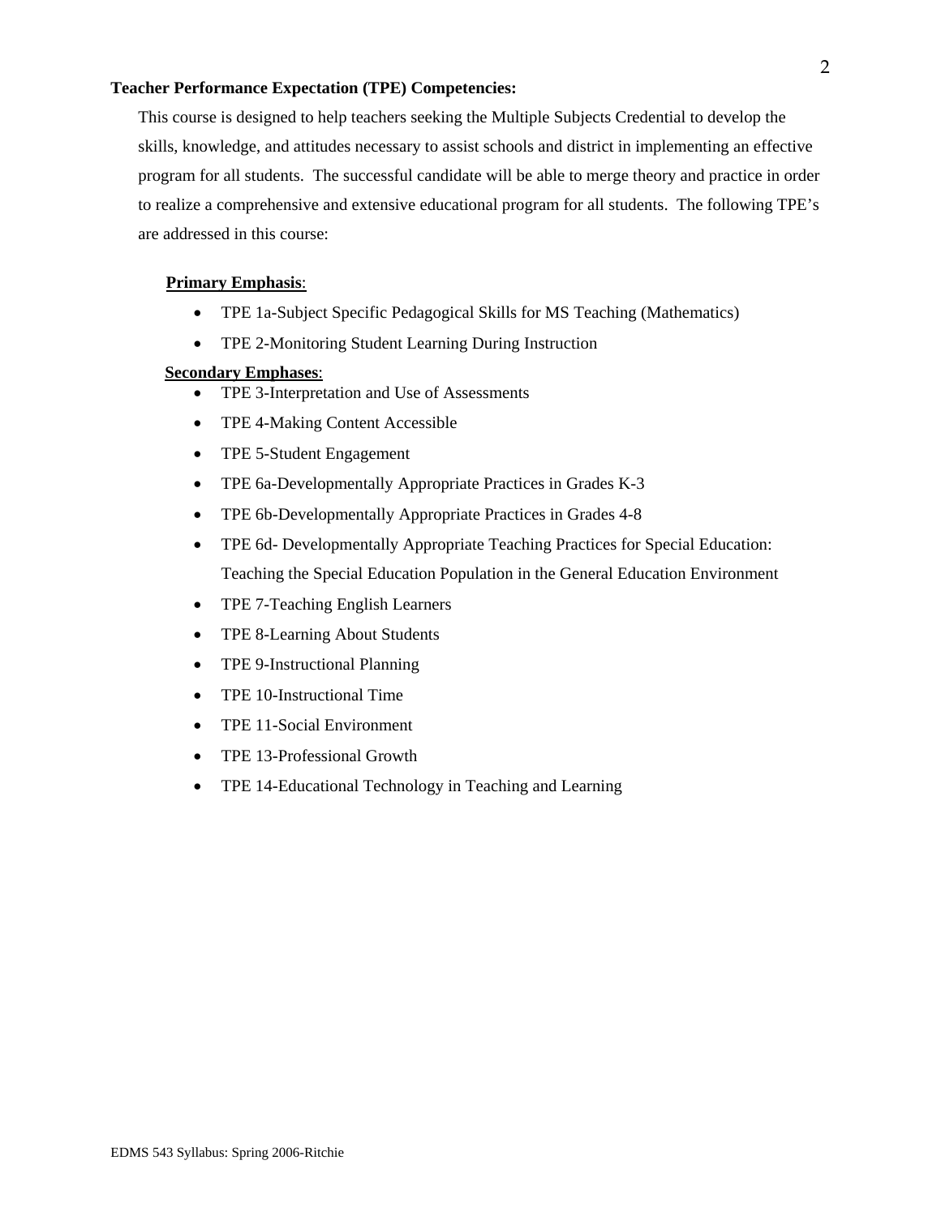**Teacher Performance Expectation (TPE) Competencies:**

This course is designed to help teachers seeking the Multiple Subjects Credential to develop the skills, knowledge, and attitudes necessary to assist schools and district in implementing an effective program for all students. The successful candidate will be able to merge theory and practice in order to realize a comprehensive and extensive educational program for all students. The following TPE's are addressed in this course:

**<u>Primary Emphasis</u>**:

- TPE 1a-Subject Specific Pedagogical Skills for MS Teaching (Mathematics)
- TPE 2-Monitoring Student Learning During Instruction

**<u>Secondary Emphases</u>**:

- TPE 3-Interpretation and Use of Assessments
- TPE 4-Making Content Accessible
- TPE 5-Student Engagement
- TPE 6a-Developmentally Appropriate Practices in Grades K-3
- TPE 6b-Developmentally Appropriate Practices in Grades 4-8
- TPE 6d- Developmentally Appropriate Teaching Practices for Special Education: Teaching the Special Education Population in the General Education Environment
- TPE 7-Teaching English Learners
- TPE 8-Learning About Students
- TPE 9-Instructional Planning
- TPE 10-Instructional Time
- TPE 11-Social Environment
- TPE 13-Professional Growth
- TPE 14-Educational Technology in Teaching and Learning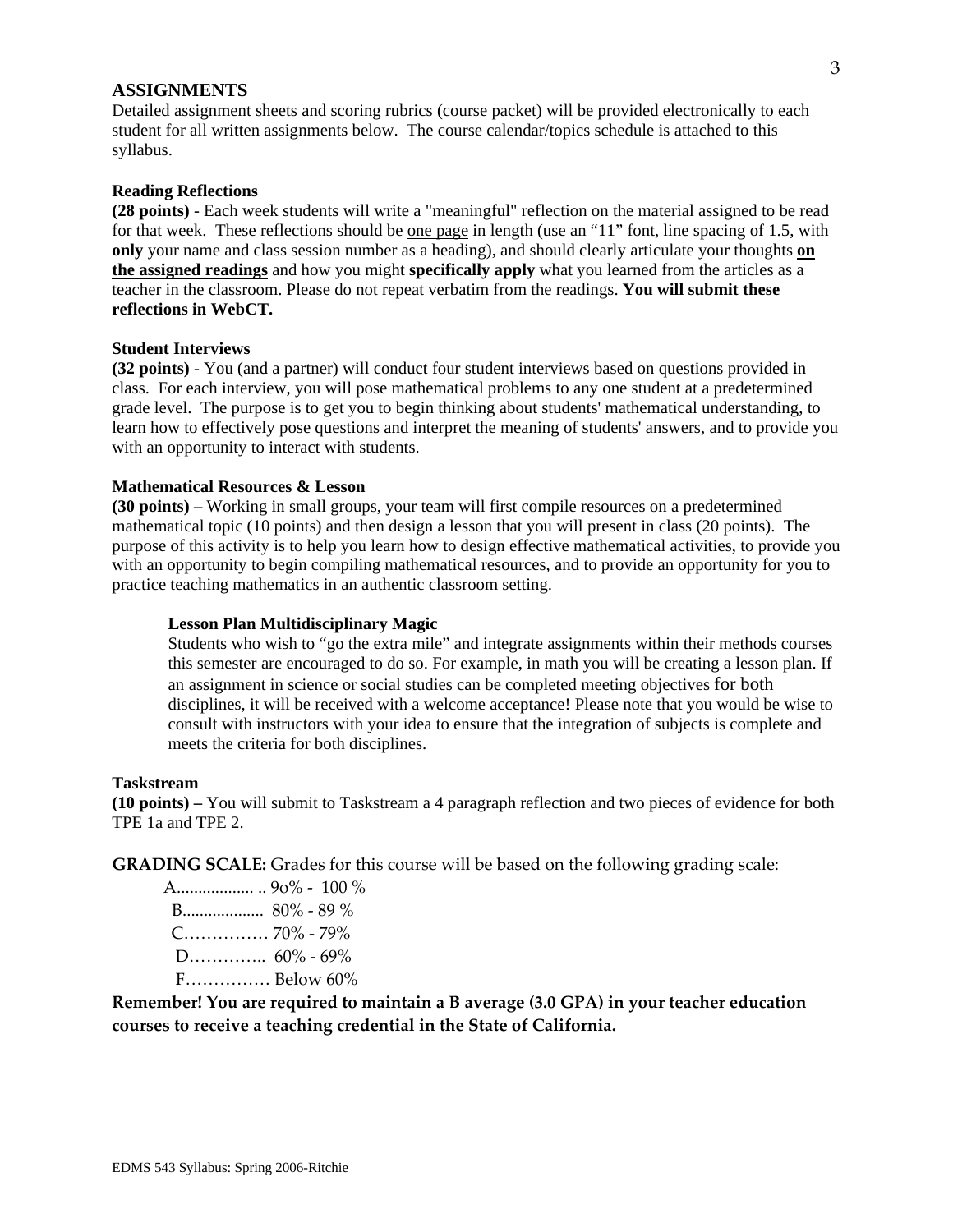## ASSIGNMENTS

Detailed assignment sheets and scoring rubrics (course packet) will be provided electronically to each student for all written assignments below. The course calendar/topics schedule is attached to this syllabus.

### Reading Reflections

**(28 points)** - Each week students will write a "meaningful" reflection on the material assigned to be read for that week. These reflections should be one page in length (use an "11" font, line spacing of 1.5, with **only** your name and class session number as a heading), and should clearly articulate your thoughts **on the assigned readings** and how you might **specifically apply** what you learned from the articles as a teacher in the classroom. Please do not repeat verbatim from the readings. **You will submit these reflections in WebCT.**

### Student Interviews

**(32 points)** - You (and a partner) will conduct four student interviews based on questions provided in class. For each interview, you will pose mathematical problems to any one student at a predetermined grade level. The purpose is to get you to begin thinking about students' mathematical understanding, to learn how to effectively pose questions and interpret the meaning of students' answers, and to provide you with an opportunity to interact with students.

### Mathematical Resources & Lesson

**(30 points) –** Working in small groups, your team will first compile resources on a predetermined mathematical topic (10 points) and then design a lesson that you will present in class (20 points). The purpose of this activity is to help you learn how to design effective mathematical activities, to provide you with an opportunity to begin compiling mathematical resources, and to provide an opportunity for you to practice teaching mathematics in an authentic classroom setting.

#### Lesson Plan Multidisciplinary Magic

Students who wish to "go the extra mile" and integrate assignments within their methods courses this semester are encouraged to do so. For example, in math you will be creating a lesson plan. If an assignment in science or social studies can be completed meeting objectives for both disciplines, it will be received with a welcome acceptance! Please note that you would be wise to consult with instructors with your idea to ensure that the integration of subjects is complete and meets the criteria for both disciplines.

### Taskstream

**(10 points) –** You will submit to Taskstream a 4 paragraph reflection and two pieces of evidence for both TPE 1a and TPE 2.

**GRADING SCALE:** Grades for this course will be based on the following grading scale:

A.................. .. 90% - 100 %
B................... 80% - 89 %
C…………… 70% - 79%
D………….. 60% - 69%
F…………… Below 60%

**Remember! You are required to maintain a B average (3.0 GPA) in your teacher education courses to receive a teaching credential in the State of California.**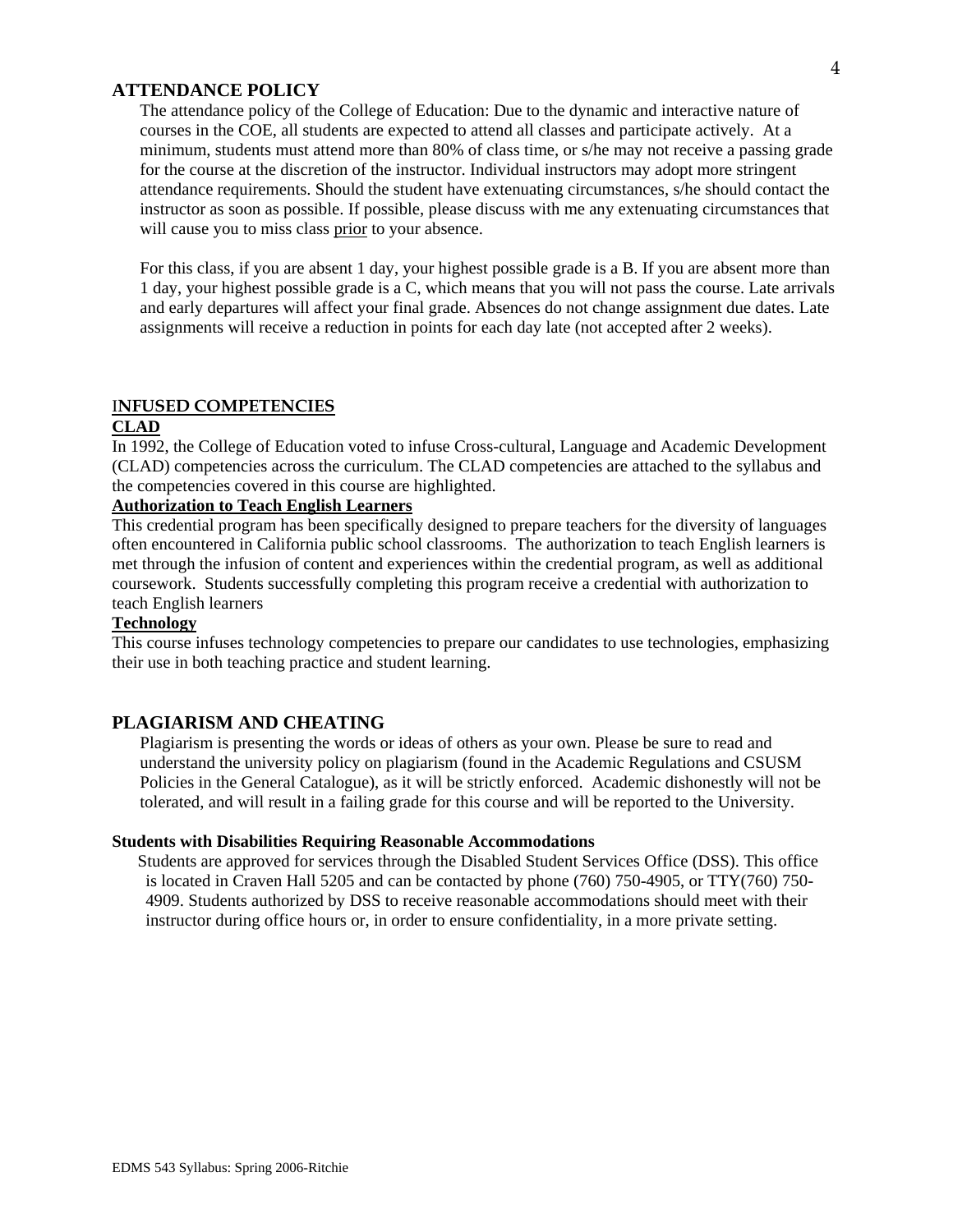## ATTENDANCE POLICY

The attendance policy of the College of Education: Due to the dynamic and interactive nature of courses in the COE, all students are expected to attend all classes and participate actively. At a minimum, students must attend more than 80% of class time, or s/he may not receive a passing grade for the course at the discretion of the instructor. Individual instructors may adopt more stringent attendance requirements. Should the student have extenuating circumstances, s/he should contact the instructor as soon as possible. If possible, please discuss with me any extenuating circumstances that will cause you to miss class <u>prior</u> to your absence.

For this class, if you are absent 1 day, your highest possible grade is a B. If you are absent more than 1 day, your highest possible grade is a C, which means that you will not pass the course. Late arrivals and early departures will affect your final grade. Absences do not change assignment due dates. Late assignments will receive a reduction in points for each day late (not accepted after 2 weeks).

## INFUSED COMPETENCIES

**CLAD**

In 1992, the College of Education voted to infuse Cross-cultural, Language and Academic Development (CLAD) competencies across the curriculum. The CLAD competencies are attached to the syllabus and the competencies covered in this course are highlighted.

**Authorization to Teach English Learners**

This credential program has been specifically designed to prepare teachers for the diversity of languages often encountered in California public school classrooms. The authorization to teach English learners is met through the infusion of content and experiences within the credential program, as well as additional coursework. Students successfully completing this program receive a credential with authorization to teach English learners

**Technology**

This course infuses technology competencies to prepare our candidates to use technologies, emphasizing their use in both teaching practice and student learning.

## PLAGIARISM AND CHEATING

Plagiarism is presenting the words or ideas of others as your own. Please be sure to read and understand the university policy on plagiarism (found in the Academic Regulations and CSUSM Policies in the General Catalogue), as it will be strictly enforced. Academic dishonestly will not be tolerated, and will result in a failing grade for this course and will be reported to the University.

**Students with Disabilities Requiring Reasonable Accommodations**

Students are approved for services through the Disabled Student Services Office (DSS). This office is located in Craven Hall 5205 and can be contacted by phone (760) 750-4905, or TTY(760) 750-4909. Students authorized by DSS to receive reasonable accommodations should meet with their instructor during office hours or, in order to ensure confidentiality, in a more private setting.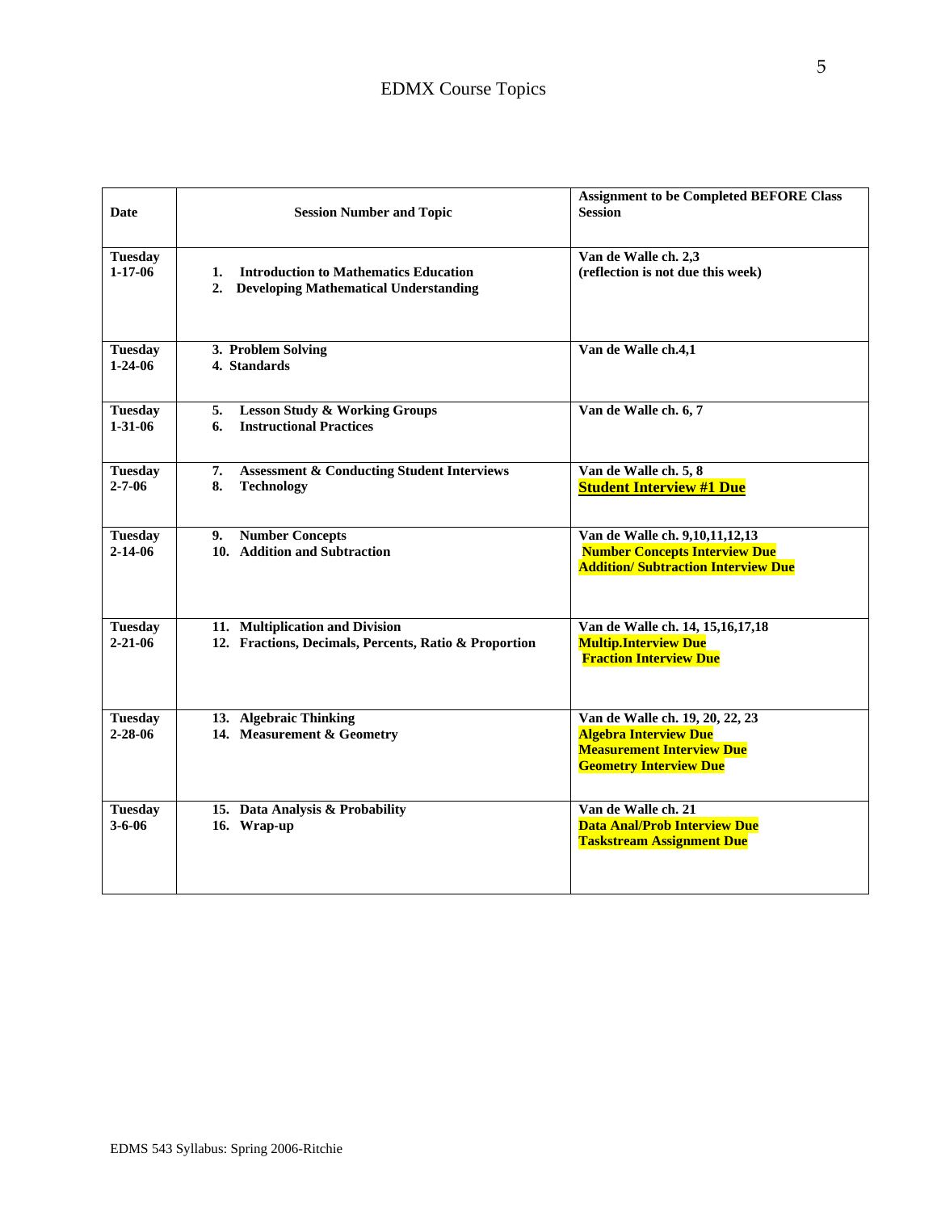# EDMX Course Topics

| Date | Session Number and Topic | Assignment to be Completed BEFORE Class Session |
|---|---|---|
| **Tuesday 1-17-06** | **1. Introduction to Mathematics Education**<br>**2. Developing Mathematical Understanding** | **Van de Walle ch. 2,3**<br>**(reflection is not due this week)** |
| **Tuesday 1-24-06** | **3. Problem Solving**<br>**4. Standards** | **Van de Walle ch.4,1** |
| **Tuesday 1-31-06** | **5. Lesson Study & Working Groups**<br>**6. Instructional Practices** | **Van de Walle ch. 6, 7** |
| **Tuesday 2-7-06** | **7. Assessment & Conducting Student Interviews**<br>**8. Technology** | **Van de Walle ch. 5, 8**<br>**Student Interview #1 Due** |
| **Tuesday 2-14-06** | **9. Number Concepts**<br>**10. Addition and Subtraction** | **Van de Walle ch. 9,10,11,12,13**<br>**Number Concepts Interview Due**<br>**Addition/ Subtraction Interview Due** |
| **Tuesday 2-21-06** | **11. Multiplication and Division**<br>**12. Fractions, Decimals, Percents, Ratio & Proportion** | **Van de Walle ch. 14, 15,16,17,18**<br>**Multip.Interview Due**<br>**Fraction Interview Due** |
| **Tuesday 2-28-06** | **13. Algebraic Thinking**<br>**14. Measurement & Geometry** | **Van de Walle ch. 19, 20, 22, 23**<br>**Algebra Interview Due**<br>**Measurement Interview Due**<br>**Geometry Interview Due** |
| **Tuesday 3-6-06** | **15. Data Analysis & Probability**<br>**16. Wrap-up** | **Van de Walle ch. 21**<br>**Data Anal/Prob Interview Due**<br>**Taskstream Assignment Due** |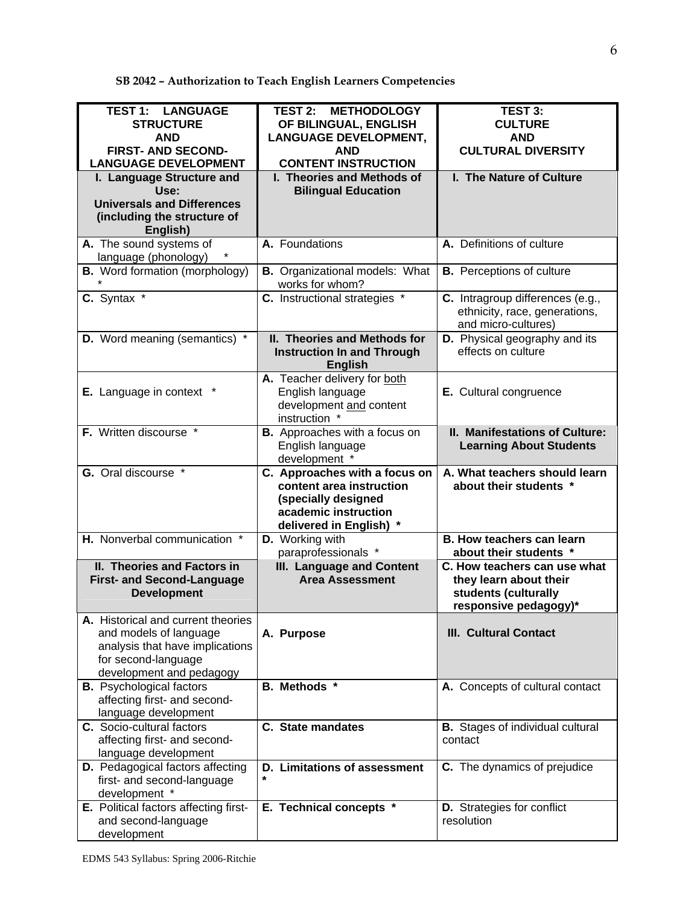**SB 2042 – Authorization to Teach English Learners Competencies**

| TEST 1: LANGUAGE STRUCTURE AND FIRST- AND SECOND-LANGUAGE DEVELOPMENT | TEST 2: METHODOLOGY OF BILINGUAL, ENGLISH LANGUAGE DEVELOPMENT, AND CONTENT INSTRUCTION | TEST 3: CULTURE AND CULTURAL DIVERSITY |
|---|---|---|
| **I. Language Structure and Use: Universals and Differences (including the structure of English)** | **I. Theories and Methods of Bilingual Education** | **I. The Nature of Culture** |
| **A.** The sound systems of language (phonology) * | **A.** Foundations | **A.** Definitions of culture |
| **B.** Word formation (morphology) * | **B.** Organizational models: What works for whom? | **B.** Perceptions of culture |
| **C.** Syntax * | **C.** Instructional strategies * | **C.** Intragroup differences (e.g., ethnicity, race, generations, and micro-cultures) |
| **D.** Word meaning (semantics) * | **II. Theories and Methods for Instruction In and Through English** | **D.** Physical geography and its effects on culture |
| **E.** Language in context * | **A.** Teacher delivery for both English language development and content instruction * | **E.** Cultural congruence |
| **F.** Written discourse * | **B.** Approaches with a focus on English language development * | **II. Manifestations of Culture: Learning About Students** |
| **G.** Oral discourse * | **C. Approaches with a focus on content area instruction (specially designed academic instruction delivered in English) *** | **A. What teachers should learn about their students *** |
| **H.** Nonverbal communication * | **D.** Working with paraprofessionals * | **B. How teachers can learn about their students *** |
| **II. Theories and Factors in First- and Second-Language Development** | **III. Language and Content Area Assessment** | **C. How teachers can use what they learn about their students (culturally responsive pedagogy)*** |
| **A.** Historical and current theories and models of language analysis that have implications for second-language development and pedagogy | **A. Purpose** | **III. Cultural Contact** |
| **B.** Psychological factors affecting first- and second-language development | **B. Methods *** | **A.** Concepts of cultural contact |
| **C.** Socio-cultural factors affecting first- and second-language development | **C. State mandates** | **B.** Stages of individual cultural contact |
| **D.** Pedagogical factors affecting first- and second-language development * | **D. Limitations of assessment *** | **C.** The dynamics of prejudice |
| **E.** Political factors affecting first- and second-language development | **E. Technical concepts *** | **D.** Strategies for conflict resolution |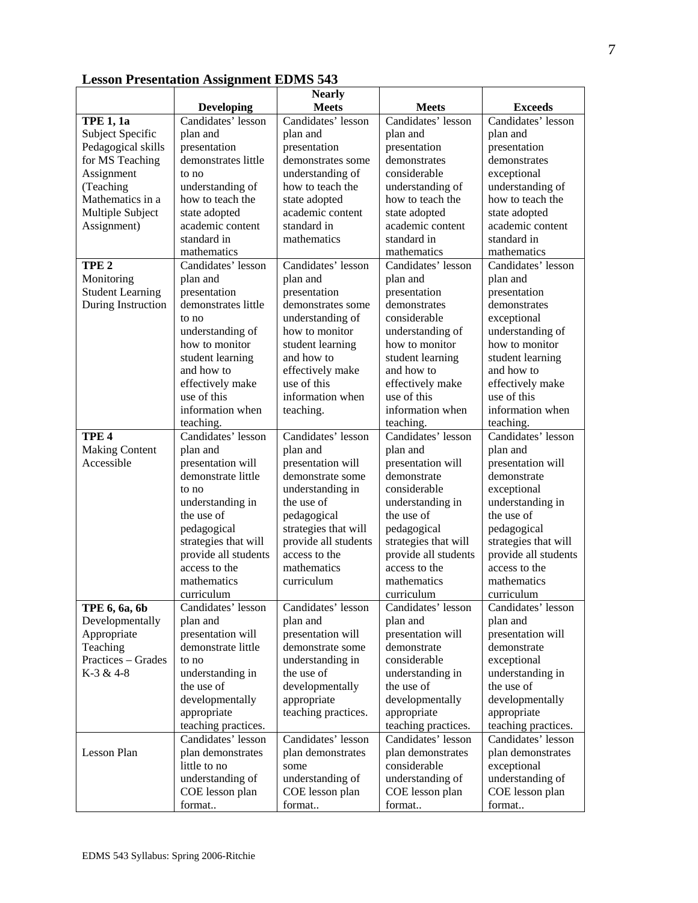**Lesson Presentation Assignment EDMS 543**

| | Developing | Nearly Meets | Meets | Exceeds |
|---|---|---|---|---|
| **TPE 1, 1a** Subject Specific Pedagogical skills for MS Teaching Assignment (Teaching Mathematics in a Multiple Subject Assignment) | Candidates' lesson plan and presentation demonstrates little to no understanding of how to teach the state adopted academic content standard in mathematics | Candidates' lesson plan and presentation demonstrates some understanding of how to teach the state adopted academic content standard in mathematics | Candidates' lesson plan and presentation demonstrates considerable understanding of how to teach the state adopted academic content standard in mathematics | Candidates' lesson plan and presentation demonstrates exceptional understanding of how to teach the state adopted academic content standard in mathematics |
| **TPE 2** Monitoring Student Learning During Instruction | Candidates' lesson plan and presentation demonstrates little to no understanding of how to monitor student learning and how to effectively make use of this information when teaching. | Candidates' lesson plan and presentation demonstrates some understanding of how to monitor student learning and how to effectively make use of this information when teaching. | Candidates' lesson plan and presentation demonstrates considerable understanding of how to monitor student learning and how to effectively make use of this information when teaching. | Candidates' lesson plan and presentation demonstrates exceptional understanding of how to monitor student learning and how to effectively make use of this information when teaching. |
| **TPE 4** Making Content Accessible | Candidates' lesson plan and presentation will demonstrate little to no understanding in the use of pedagogical strategies that will provide all students access to the mathematics curriculum | Candidates' lesson plan and presentation will demonstrate some understanding in the use of pedagogical strategies that will provide all students access to the mathematics curriculum | Candidates' lesson plan and presentation will demonstrate considerable understanding in the use of pedagogical strategies that will provide all students access to the mathematics curriculum | Candidates' lesson plan and presentation will demonstrate exceptional understanding in the use of pedagogical strategies that will provide all students access to the mathematics curriculum |
| **TPE 6, 6a, 6b** Developmentally Appropriate Teaching Practices – Grades K-3 & 4-8 | Candidates' lesson plan and presentation will demonstrate little to no understanding in the use of developmentally appropriate teaching practices. | Candidates' lesson plan and presentation will demonstrate some understanding in the use of developmentally appropriate teaching practices. | Candidates' lesson plan and presentation will demonstrate considerable understanding in the use of developmentally appropriate teaching practices. | Candidates' lesson plan and presentation will demonstrate exceptional understanding in the use of developmentally appropriate teaching practices. |
| Lesson Plan | Candidates' lesson plan demonstrates little to no understanding of COE lesson plan format.. | Candidates' lesson plan demonstrates some understanding of COE lesson plan format.. | Candidates' lesson plan demonstrates considerable understanding of COE lesson plan format.. | Candidates' lesson plan demonstrates exceptional understanding of COE lesson plan format.. |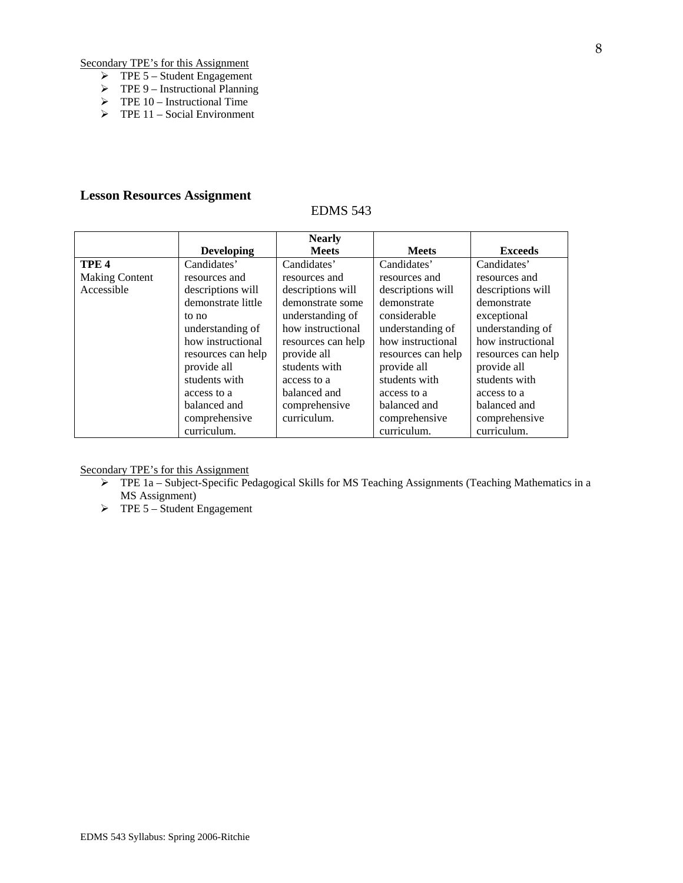Secondary TPE's for this Assignment

- TPE 5 – Student Engagement
- TPE 9 – Instructional Planning
- TPE 10 – Instructional Time
- TPE 11 – Social Environment

## Lesson Resources Assignment

EDMS 543

| | **Developing** | **Nearly Meets** | **Meets** | **Exceeds** |
|---|---|---|---|---|
| **TPE 4** Making Content Accessible | Candidates' resources and descriptions will demonstrate little to no understanding of how instructional resources can help provide all students with access to a balanced and comprehensive curriculum. | Candidates' resources and descriptions will demonstrate some understanding of how instructional resources can help provide all students with access to a balanced and comprehensive curriculum. | Candidates' resources and descriptions will demonstrate considerable understanding of how instructional resources can help provide all students with access to a balanced and comprehensive curriculum. | Candidates' resources and descriptions will demonstrate exceptional understanding of how instructional resources can help provide all students with access to a balanced and comprehensive curriculum. |

Secondary TPE's for this Assignment

- TPE 1a – Subject-Specific Pedagogical Skills for MS Teaching Assignments (Teaching Mathematics in a MS Assignment)
- TPE 5 – Student Engagement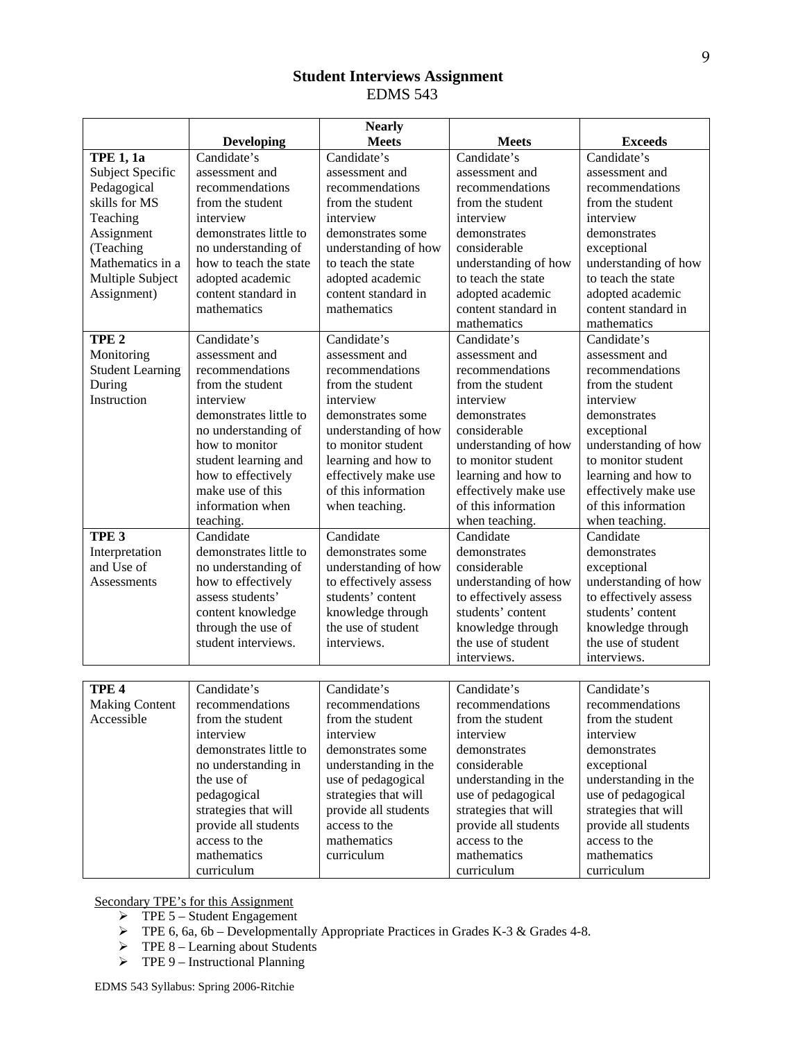## Student Interviews Assignment

EDMS 543

| | Developing | Nearly Meets | Meets | Exceeds |
|---|---|---|---|---|
| **TPE 1, 1a** Subject Specific Pedagogical skills for MS Teaching Assignment (Teaching Mathematics in a Multiple Subject Assignment) | Candidate's assessment and recommendations from the student interview demonstrates little to no understanding of how to teach the state adopted academic content standard in mathematics | Candidate's assessment and recommendations from the student interview demonstrates some understanding of how to teach the state adopted academic content standard in mathematics | Candidate's assessment and recommendations from the student interview demonstrates considerable understanding of how to teach the state adopted academic content standard in mathematics | Candidate's assessment and recommendations from the student interview demonstrates exceptional understanding of how to teach the state adopted academic content standard in mathematics |
| **TPE 2** Monitoring Student Learning During Instruction | Candidate's assessment and recommendations from the student interview demonstrates little to no understanding of how to monitor student learning and how to effectively make use of this information when teaching. | Candidate's assessment and recommendations from the student interview demonstrates some understanding of how to monitor student learning and how to effectively make use of this information when teaching. | Candidate's assessment and recommendations from the student interview demonstrates considerable understanding of how to monitor student learning and how to effectively make use of this information when teaching. | Candidate's assessment and recommendations from the student interview demonstrates exceptional understanding of how to monitor student learning and how to effectively make use of this information when teaching. |
| **TPE 3** Interpretation and Use of Assessments | Candidate demonstrates little to no understanding of how to effectively assess students' content knowledge through the use of student interviews. | Candidate demonstrates some understanding of how to effectively assess students' content knowledge through the use of student interviews. | Candidate demonstrates considerable understanding of how to effectively assess students' content knowledge through the use of student interviews. | Candidate demonstrates exceptional understanding of how to effectively assess students' content knowledge through the use of student interviews. |
| **TPE 4** Making Content Accessible | Candidate's recommendations from the student interview demonstrates little to no understanding in the use of pedagogical strategies that will provide all students access to the mathematics curriculum | Candidate's recommendations from the student interview demonstrates some understanding in the use of pedagogical strategies that will provide all students access to the mathematics curriculum | Candidate's recommendations from the student interview demonstrates considerable understanding in the use of pedagogical strategies that will provide all students access to the mathematics curriculum | Candidate's recommendations from the student interview demonstrates exceptional understanding in the use of pedagogical strategies that will provide all students access to the mathematics curriculum |

Secondary TPE's for this Assignment

- TPE 5 – Student Engagement
- TPE 6, 6a, 6b – Developmentally Appropriate Practices in Grades K-3 & Grades 4-8.
- TPE 8 – Learning about Students
- TPE 9 – Instructional Planning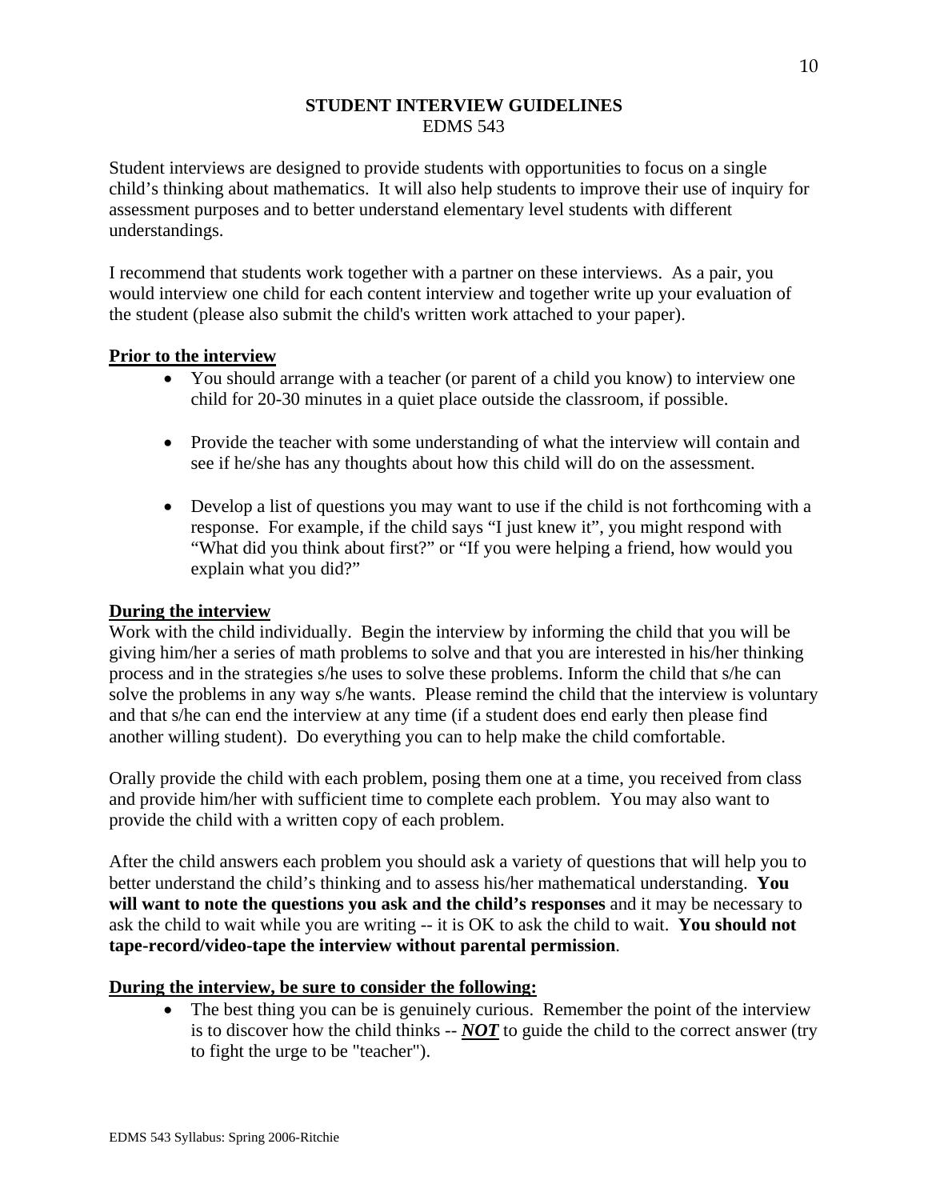# STUDENT INTERVIEW GUIDELINES

EDMS 543

Student interviews are designed to provide students with opportunities to focus on a single child's thinking about mathematics. It will also help students to improve their use of inquiry for assessment purposes and to better understand elementary level students with different understandings.

I recommend that students work together with a partner on these interviews. As a pair, you would interview one child for each content interview and together write up your evaluation of the student (please also submit the child's written work attached to your paper).

## Prior to the interview

- You should arrange with a teacher (or parent of a child you know) to interview one child for 20-30 minutes in a quiet place outside the classroom, if possible.
- Provide the teacher with some understanding of what the interview will contain and see if he/she has any thoughts about how this child will do on the assessment.
- Develop a list of questions you may want to use if the child is not forthcoming with a response. For example, if the child says "I just knew it", you might respond with "What did you think about first?" or "If you were helping a friend, how would you explain what you did?"

## During the interview

Work with the child individually. Begin the interview by informing the child that you will be giving him/her a series of math problems to solve and that you are interested in his/her thinking process and in the strategies s/he uses to solve these problems. Inform the child that s/he can solve the problems in any way s/he wants. Please remind the child that the interview is voluntary and that s/he can end the interview at any time (if a student does end early then please find another willing student). Do everything you can to help make the child comfortable.

Orally provide the child with each problem, posing them one at a time, you received from class and provide him/her with sufficient time to complete each problem. You may also want to provide the child with a written copy of each problem.

After the child answers each problem you should ask a variety of questions that will help you to better understand the child's thinking and to assess his/her mathematical understanding. **You will want to note the questions you ask and the child's responses** and it may be necessary to ask the child to wait while you are writing -- it is OK to ask the child to wait. **You should not tape-record/video-tape the interview without parental permission**.

## During the interview, be sure to consider the following:

- The best thing you can be is genuinely curious. Remember the point of the interview is to discover how the child thinks -- ***NOT*** to guide the child to the correct answer (try to fight the urge to be "teacher").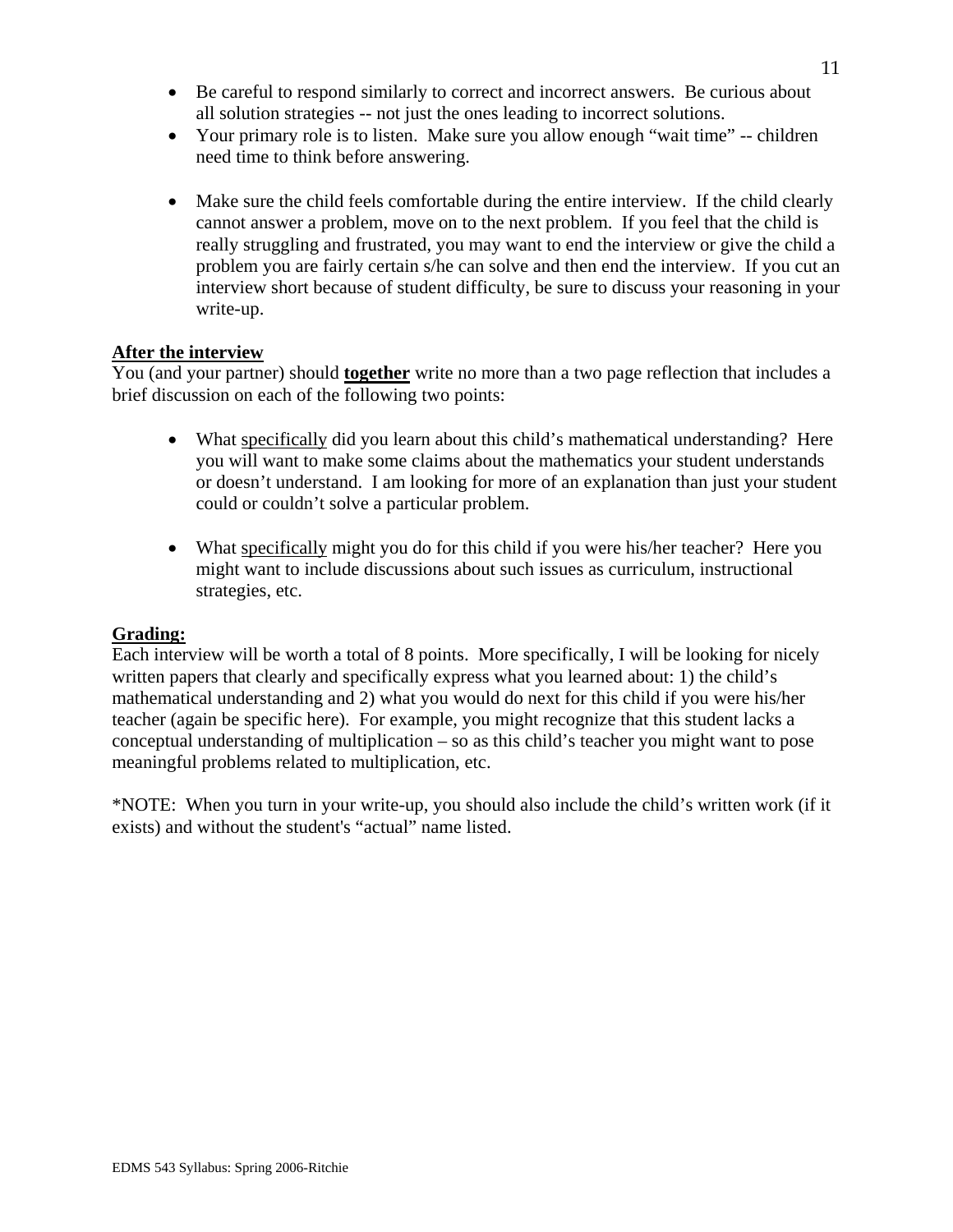- Be careful to respond similarly to correct and incorrect answers. Be curious about all solution strategies -- not just the ones leading to incorrect solutions.
- Your primary role is to listen. Make sure you allow enough "wait time" -- children need time to think before answering.
- Make sure the child feels comfortable during the entire interview. If the child clearly cannot answer a problem, move on to the next problem. If you feel that the child is really struggling and frustrated, you may want to end the interview or give the child a problem you are fairly certain s/he can solve and then end the interview. If you cut an interview short because of student difficulty, be sure to discuss your reasoning in your write-up.

**After the interview**

You (and your partner) should **together** write no more than a two page reflection that includes a brief discussion on each of the following two points:

- What specifically did you learn about this child's mathematical understanding? Here you will want to make some claims about the mathematics your student understands or doesn't understand. I am looking for more of an explanation than just your student could or couldn't solve a particular problem.
- What specifically might you do for this child if you were his/her teacher? Here you might want to include discussions about such issues as curriculum, instructional strategies, etc.

**Grading:**

Each interview will be worth a total of 8 points. More specifically, I will be looking for nicely written papers that clearly and specifically express what you learned about: 1) the child's mathematical understanding and 2) what you would do next for this child if you were his/her teacher (again be specific here). For example, you might recognize that this student lacks a conceptual understanding of multiplication – so as this child's teacher you might want to pose meaningful problems related to multiplication, etc.

*NOTE: When you turn in your write-up, you should also include the child's written work (if it exists) and without the student's "actual" name listed.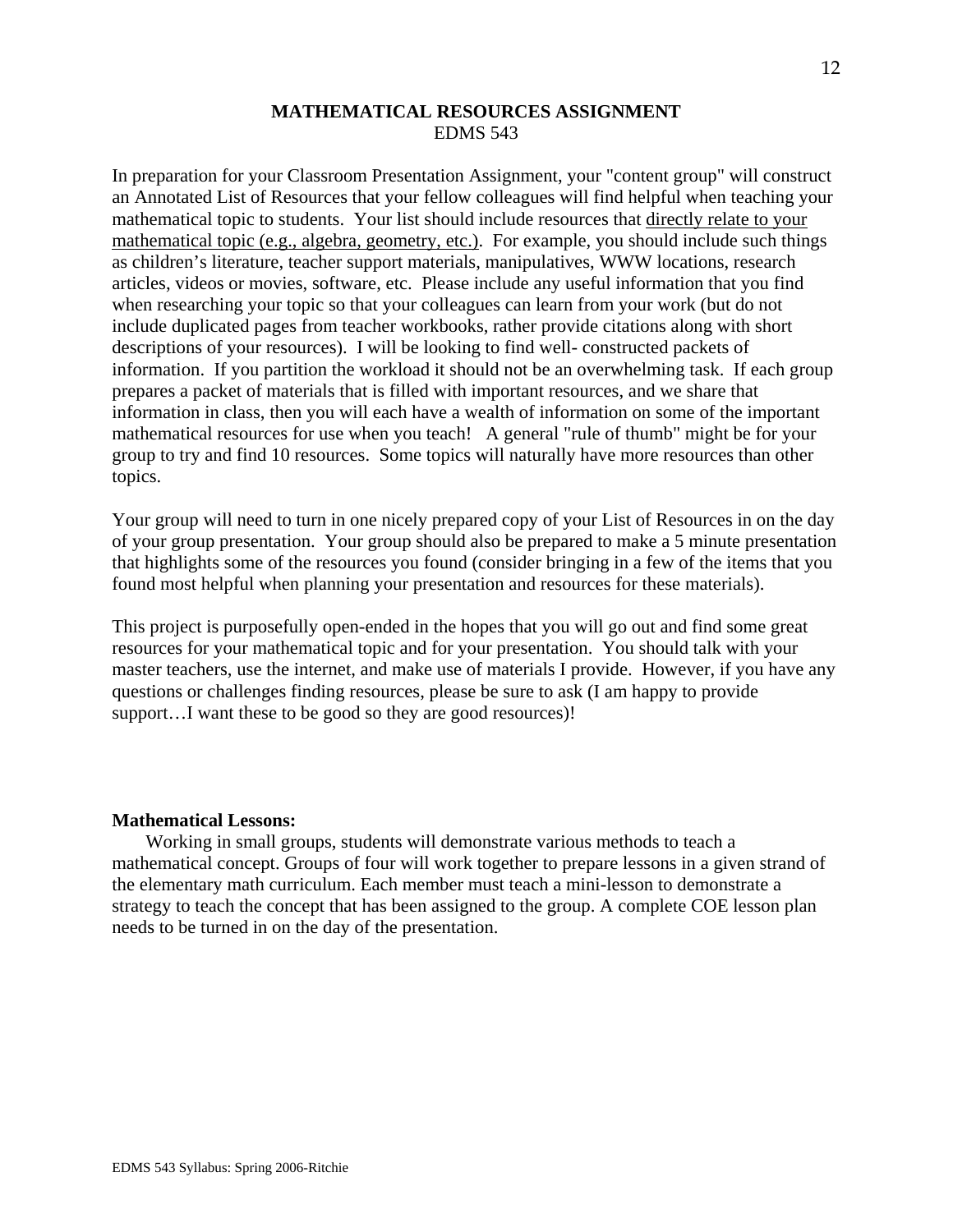# MATHEMATICAL RESOURCES ASSIGNMENT
EDMS 543

In preparation for your Classroom Presentation Assignment, your "content group" will construct an Annotated List of Resources that your fellow colleagues will find helpful when teaching your mathematical topic to students. Your list should include resources that directly relate to your mathematical topic (e.g., algebra, geometry, etc.). For example, you should include such things as children's literature, teacher support materials, manipulatives, WWW locations, research articles, videos or movies, software, etc. Please include any useful information that you find when researching your topic so that your colleagues can learn from your work (but do not include duplicated pages from teacher workbooks, rather provide citations along with short descriptions of your resources). I will be looking to find well- constructed packets of information. If you partition the workload it should not be an overwhelming task. If each group prepares a packet of materials that is filled with important resources, and we share that information in class, then you will each have a wealth of information on some of the important mathematical resources for use when you teach! A general "rule of thumb" might be for your group to try and find 10 resources. Some topics will naturally have more resources than other topics.

Your group will need to turn in one nicely prepared copy of your List of Resources in on the day of your group presentation. Your group should also be prepared to make a 5 minute presentation that highlights some of the resources you found (consider bringing in a few of the items that you found most helpful when planning your presentation and resources for these materials).

This project is purposefully open-ended in the hopes that you will go out and find some great resources for your mathematical topic and for your presentation. You should talk with your master teachers, use the internet, and make use of materials I provide. However, if you have any questions or challenges finding resources, please be sure to ask (I am happy to provide support…I want these to be good so they are good resources)!

**Mathematical Lessons:**

Working in small groups, students will demonstrate various methods to teach a mathematical concept. Groups of four will work together to prepare lessons in a given strand of the elementary math curriculum. Each member must teach a mini-lesson to demonstrate a strategy to teach the concept that has been assigned to the group. A complete COE lesson plan needs to be turned in on the day of the presentation.